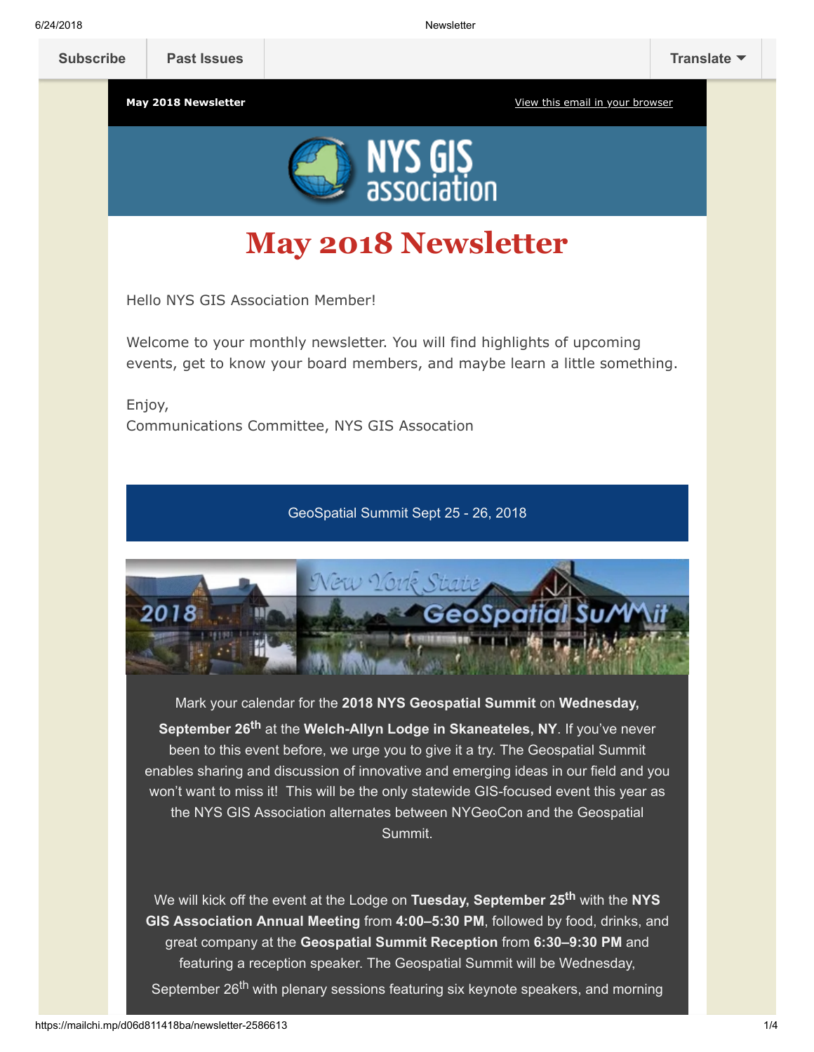Subscribe | Past Issues | Translate

**May 2018 Newsletter** | View this email in your browser

NYS GIS association

# May 2018 Newsletter

Hello NYS GIS Association Member!

Welcome to your monthly newsletter. You will find highlights of upcoming events, get to know your board members, and maybe learn a little something.

Enjoy,
Communications Committee, NYS GIS Assocation

## GeoSpatial Summit Sept 25 - 26, 2018

Mark your calendar for the **2018 NYS Geospatial Summit** on **Wednesday, September 26th** at the **Welch-Allyn Lodge in Skaneateles, NY**. If you've never been to this event before, we urge you to give it a try. The Geospatial Summit enables sharing and discussion of innovative and emerging ideas in our field and you won't want to miss it! This will be the only statewide GIS-focused event this year as the NYS GIS Association alternates between NYGeoCon and the Geospatial Summit.

We will kick off the event at the Lodge on **Tuesday, September 25th** with the **NYS GIS Association Annual Meeting** from **4:00–5:30 PM**, followed by food, drinks, and great company at the **Geospatial Summit Reception** from **6:30–9:30 PM** and featuring a reception speaker. The Geospatial Summit will be Wednesday, September 26th with plenary sessions featuring six keynote speakers, and morning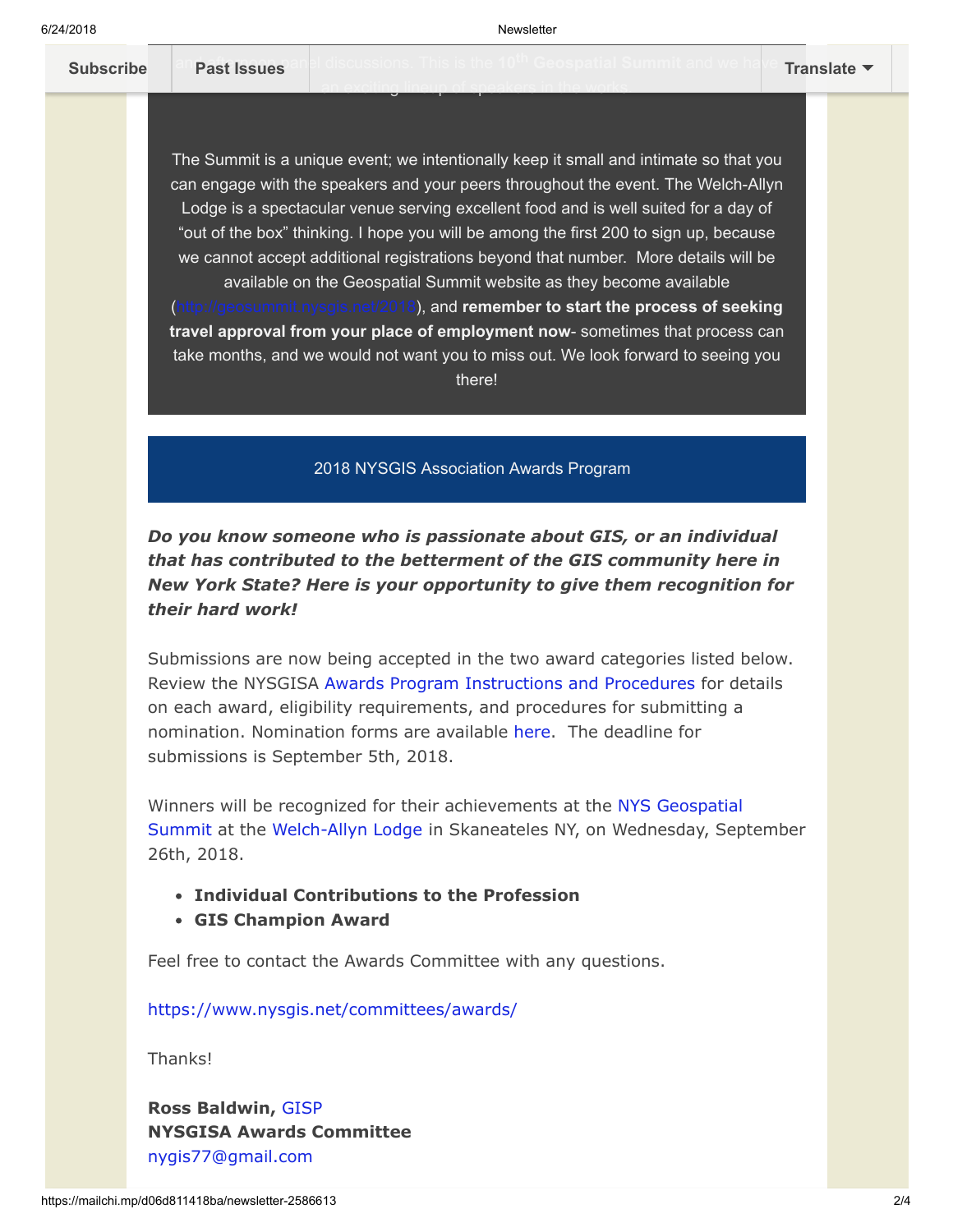and informal panel discussions. This is the 10th Geospatial Summit and we have an exciting lineup of speakers in the works.

The Summit is a unique event; we intentionally keep it small and intimate so that you can engage with the speakers and your peers throughout the event. The Welch-Allyn Lodge is a spectacular venue serving excellent food and is well suited for a day of “out of the box” thinking. I hope you will be among the first 200 to sign up, because we cannot accept additional registrations beyond that number. More details will be available on the Geospatial Summit website as they become available (http://geosummit.nysgis.net/2018), and **remember to start the process of seeking travel approval from your place of employment now**- sometimes that process can take months, and we would not want you to miss out. We look forward to seeing you there!

## 2018 NYSGIS Association Awards Program

***Do you know someone who is passionate about GIS, or an individual that has contributed to the betterment of the GIS community here in New York State? Here is your opportunity to give them recognition for their hard work!***

Submissions are now being accepted in the two award categories listed below. Review the NYSGISA Awards Program Instructions and Procedures for details on each award, eligibility requirements, and procedures for submitting a nomination. Nomination forms are available here. The deadline for submissions is September 5th, 2018.

Winners will be recognized for their achievements at the NYS Geospatial Summit at the Welch-Allyn Lodge in Skaneateles NY, on Wednesday, September 26th, 2018.

- **Individual Contributions to the Profession**
- **GIS Champion Award**

Feel free to contact the Awards Committee with any questions.

https://www.nysgis.net/committees/awards/

Thanks!

**Ross Baldwin,** GISP
**NYSGISA Awards Committee**
nygis77@gmail.com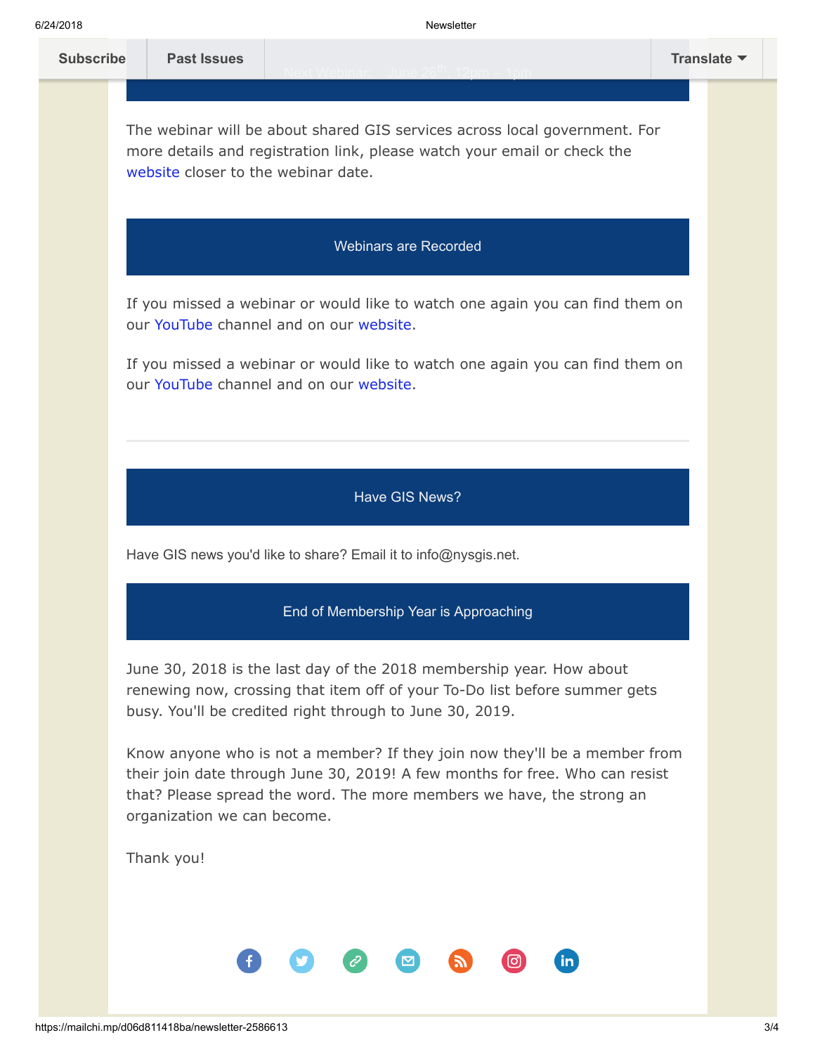Next Webinar: June 26th, 12pm – 1pm

The webinar will be about shared GIS services across local government. For more details and registration link, please watch your email or check the website closer to the webinar date.

## Webinars are Recorded

If you missed a webinar or would like to watch one again you can find them on our YouTube channel and on our website.

If you missed a webinar or would like to watch one again you can find them on our YouTube channel and on our website.

---

## Have GIS News?

Have GIS news you'd like to share? Email it to info@nysgis.net.

## End of Membership Year is Approaching

June 30, 2018 is the last day of the 2018 membership year. How about renewing now, crossing that item off of your To-Do list before summer gets busy. You'll be credited right through to June 30, 2019.

Know anyone who is not a member? If they join now they'll be a member from their join date through June 30, 2019! A few months for free. Who can resist that? Please spread the word. The more members we have, the strong an organization we can become.

Thank you!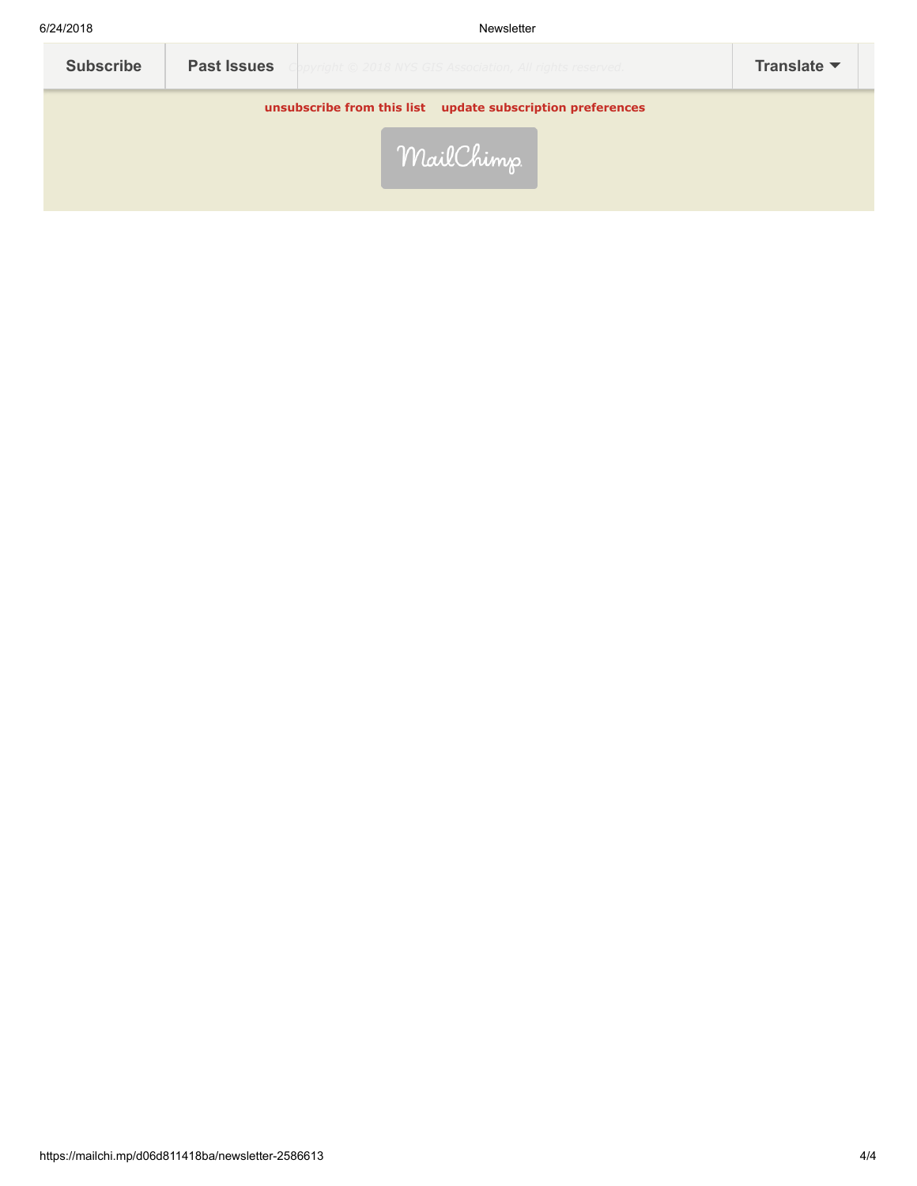Subscribe | Past Issues | Translate ▼

*Copyright © 2018 NYS GIS Association, All rights reserved.*

**unsubscribe from this list**  **update subscription preferences**

MailChimp